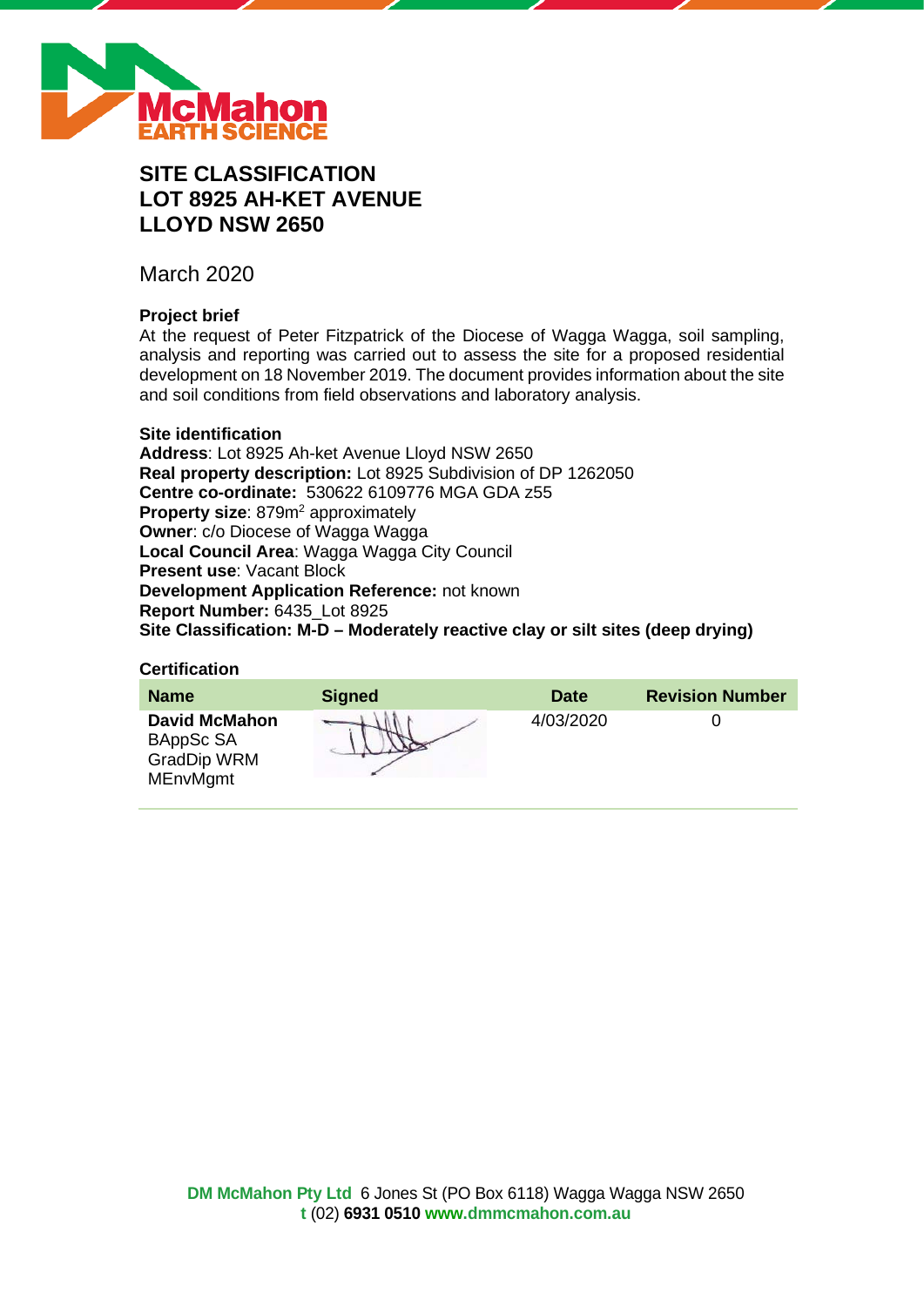# SITE CLASSIFICATION
# LOT 8925 AH-KET AVENUE
# LLOYD NSW 2650

March 2020

### Project brief

At the request of Peter Fitzpatrick of the Diocese of Wagga Wagga, soil sampling, analysis and reporting was carried out to assess the site for a proposed residential development on 18 November 2019. The document provides information about the site and soil conditions from field observations and laboratory analysis.

### Site identification

**Address**: Lot 8925 Ah-ket Avenue Lloyd NSW 2650
**Real property description:** Lot 8925 Subdivision of DP 1262050
**Centre co-ordinate:** 530622 6109776 MGA GDA z55
**Property size**: 879m$^2$ approximately
**Owner**: c/o Diocese of Wagga Wagga
**Local Council Area**: Wagga Wagga City Council
**Present use**: Vacant Block
**Development Application Reference:** not known
**Report Number:** 6435_Lot 8925
**Site Classification: M-D – Moderately reactive clay or silt sites (deep drying)**

### Certification

| Name | Signed | Date | Revision Number |
|---|---|---|---|
| **David McMahon** BAppSc SA GradDip WRM MEnvMgmt | | 4/03/2020 | 0 |

**DM McMahon Pty Ltd** 6 Jones St (PO Box 6118) Wagga Wagga NSW 2650
**t** (02) **6931 0510** **www.dmmcmahon.com.au**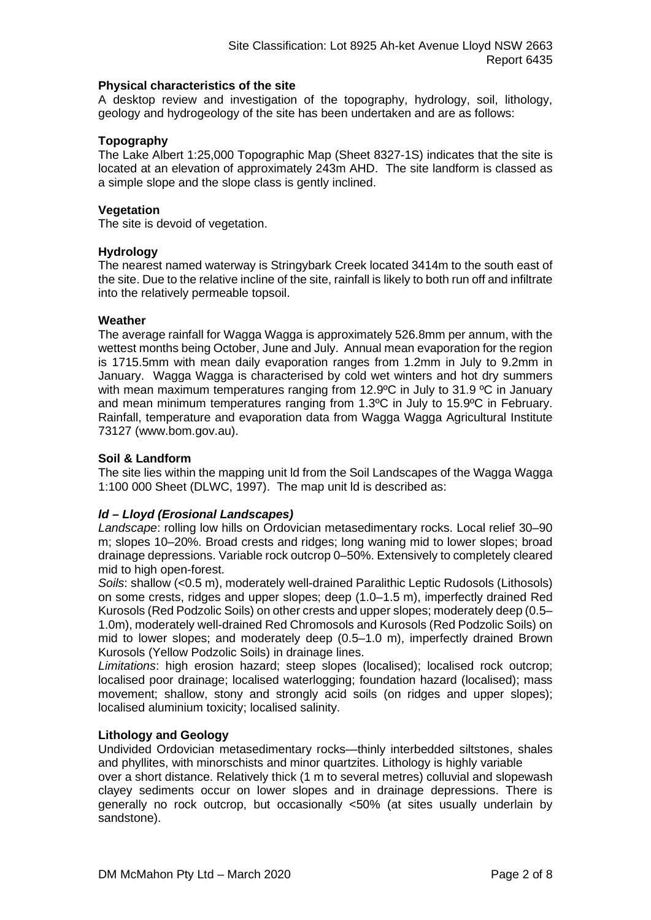**Physical characteristics of the site**

A desktop review and investigation of the topography, hydrology, soil, lithology, geology and hydrogeology of the site has been undertaken and are as follows:

**Topography**

The Lake Albert 1:25,000 Topographic Map (Sheet 8327-1S) indicates that the site is located at an elevation of approximately 243m AHD. The site landform is classed as a simple slope and the slope class is gently inclined.

**Vegetation**

The site is devoid of vegetation.

**Hydrology**

The nearest named waterway is Stringybark Creek located 3414m to the south east of the site. Due to the relative incline of the site, rainfall is likely to both run off and infiltrate into the relatively permeable topsoil.

**Weather**

The average rainfall for Wagga Wagga is approximately 526.8mm per annum, with the wettest months being October, June and July. Annual mean evaporation for the region is 1715.5mm with mean daily evaporation ranges from 1.2mm in July to 9.2mm in January. Wagga Wagga is characterised by cold wet winters and hot dry summers with mean maximum temperatures ranging from 12.9ºC in July to 31.9 ºC in January and mean minimum temperatures ranging from 1.3ºC in July to 15.9ºC in February. Rainfall, temperature and evaporation data from Wagga Wagga Agricultural Institute 73127 (www.bom.gov.au).

**Soil & Landform**

The site lies within the mapping unit ld from the Soil Landscapes of the Wagga Wagga 1:100 000 Sheet (DLWC, 1997). The map unit ld is described as:

***ld – Lloyd (Erosional Landscapes)***

*Landscape*: rolling low hills on Ordovician metasedimentary rocks. Local relief 30–90 m; slopes 10–20%. Broad crests and ridges; long waning mid to lower slopes; broad drainage depressions. Variable rock outcrop 0–50%. Extensively to completely cleared mid to high open-forest.

*Soils*: shallow (<0.5 m), moderately well-drained Paralithic Leptic Rudosols (Lithosols) on some crests, ridges and upper slopes; deep (1.0–1.5 m), imperfectly drained Red Kurosols (Red Podzolic Soils) on other crests and upper slopes; moderately deep (0.5–1.0m), moderately well-drained Red Chromosols and Kurosols (Red Podzolic Soils) on mid to lower slopes; and moderately deep (0.5–1.0 m), imperfectly drained Brown Kurosols (Yellow Podzolic Soils) in drainage lines.

*Limitations*: high erosion hazard; steep slopes (localised); localised rock outcrop; localised poor drainage; localised waterlogging; foundation hazard (localised); mass movement; shallow, stony and strongly acid soils (on ridges and upper slopes); localised aluminium toxicity; localised salinity.

**Lithology and Geology**

Undivided Ordovician metasedimentary rocks—thinly interbedded siltstones, shales and phyllites, with minorschists and minor quartzites. Lithology is highly variable over a short distance. Relatively thick (1 m to several metres) colluvial and slopewash clayey sediments occur on lower slopes and in drainage depressions. There is generally no rock outcrop, but occasionally <50% (at sites usually underlain by sandstone).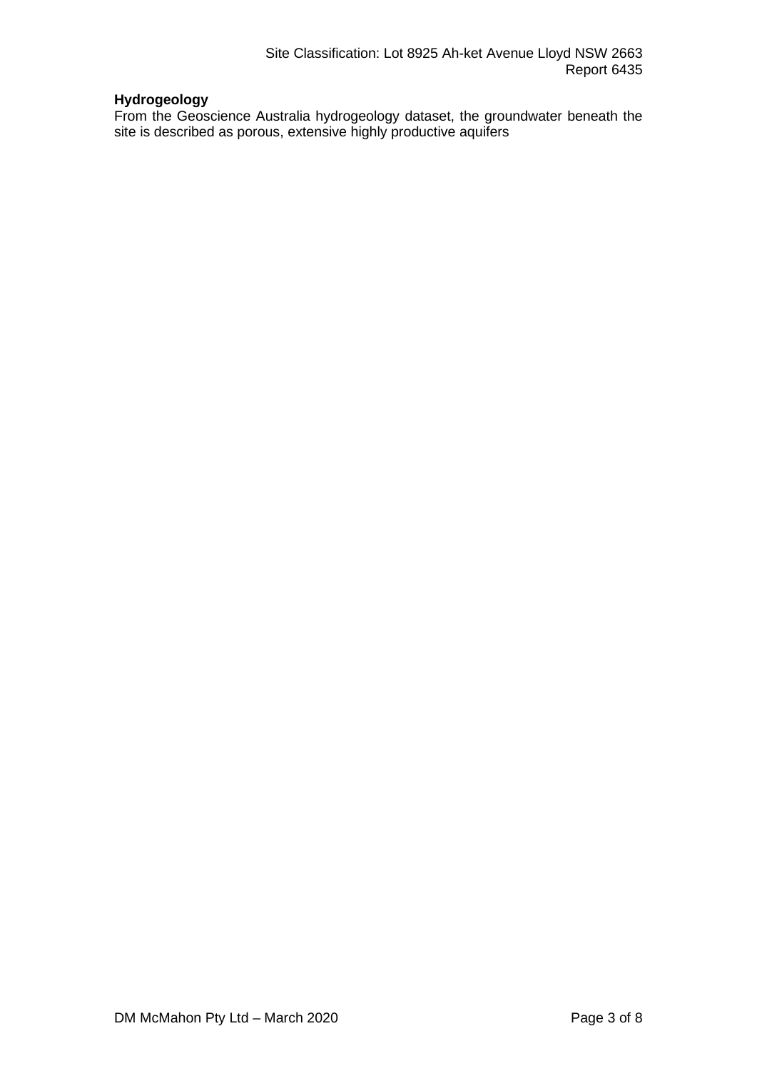**Hydrogeology**

From the Geoscience Australia hydrogeology dataset, the groundwater beneath the site is described as porous, extensive highly productive aquifers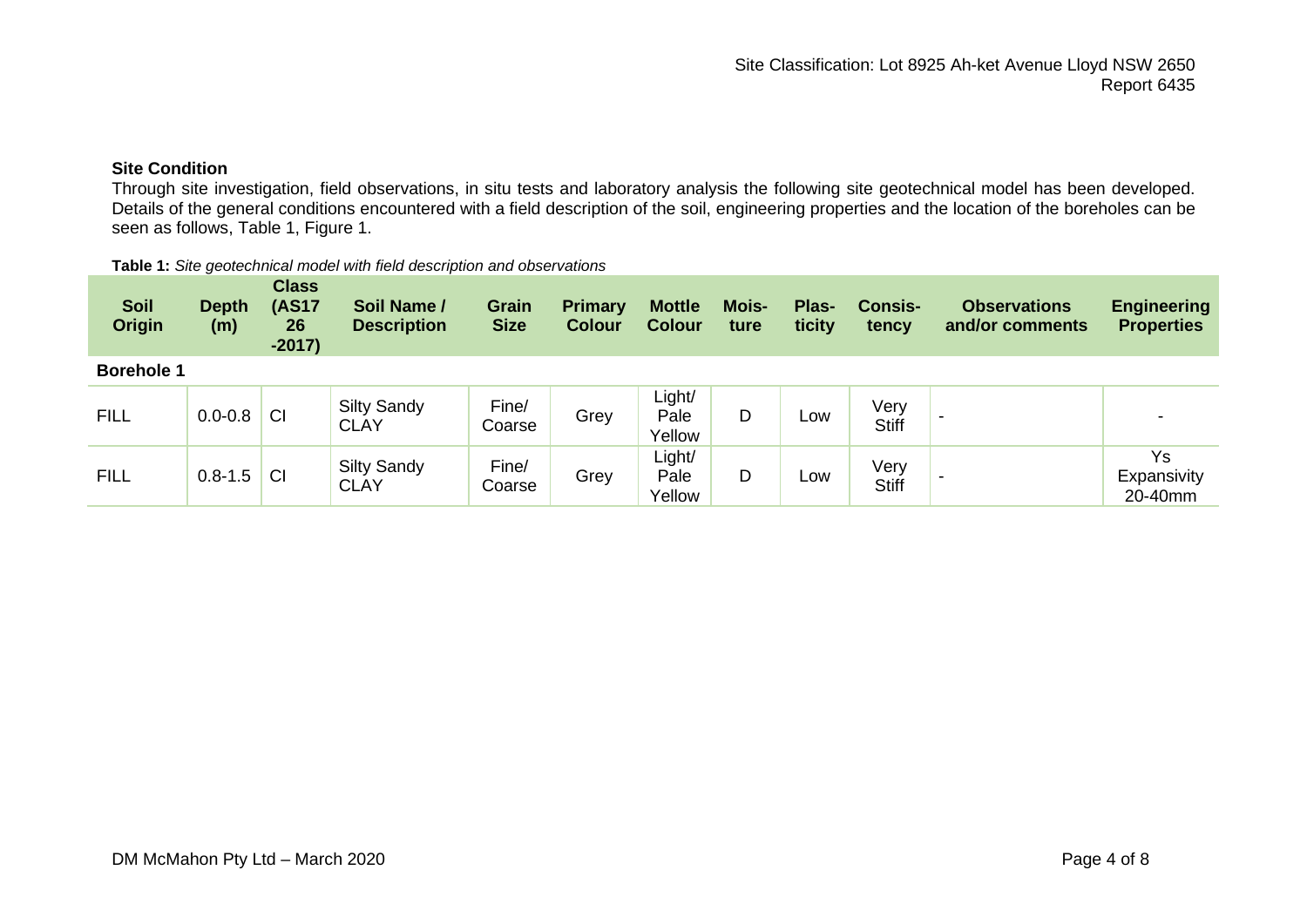## Site Condition

Through site investigation, field observations, in situ tests and laboratory analysis the following site geotechnical model has been developed. Details of the general conditions encountered with a field description of the soil, engineering properties and the location of the boreholes can be seen as follows, Table 1, Figure 1.

**Table 1:** *Site geotechnical model with field description and observations*

| Soil Origin | Depth (m) | Class (AS1726-2017) | Soil Name / Description | Grain Size | Primary Colour | Mottle Colour | Moisture | Plasticity | Consistency | Observations and/or comments | Engineering Properties |
|---|---|---|---|---|---|---|---|---|---|---|---|
| **Borehole 1** | | | | | | | | | | | |
| FILL | 0.0-0.8 | CI | Silty Sandy CLAY | Fine/ Coarse | Grey | Light/ Pale Yellow | D | Low | Very Stiff | - | - |
| FILL | 0.8-1.5 | CI | Silty Sandy CLAY | Fine/ Coarse | Grey | Light/ Pale Yellow | D | Low | Very Stiff | - | Ys Expansivity 20-40mm |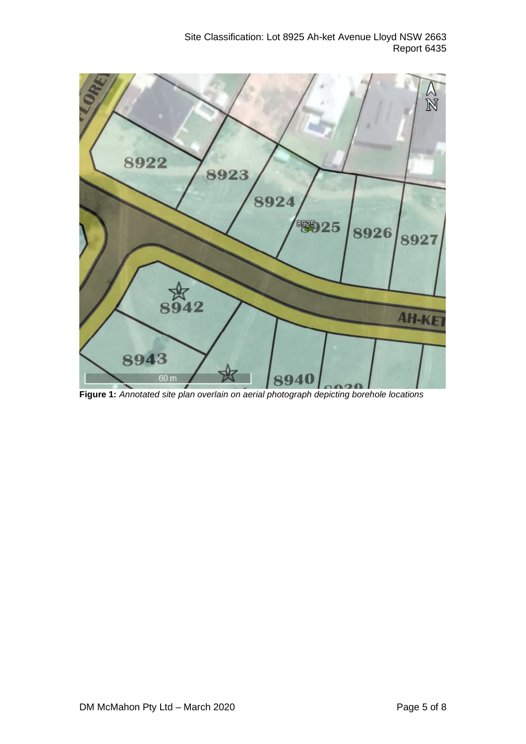**Figure 1:** *Annotated site plan overlain on aerial photograph depicting borehole locations*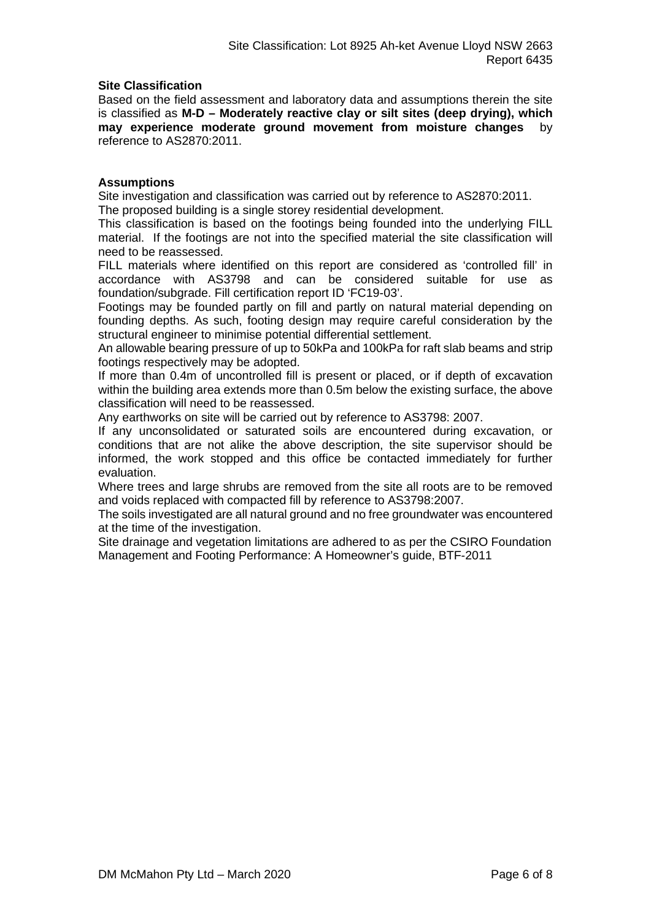**Site Classification**

Based on the field assessment and laboratory data and assumptions therein the site is classified as **M-D – Moderately reactive clay or silt sites (deep drying), which may experience moderate ground movement from moisture changes** by reference to AS2870:2011.

**Assumptions**

Site investigation and classification was carried out by reference to AS2870:2011.

The proposed building is a single storey residential development.

This classification is based on the footings being founded into the underlying FILL material. If the footings are not into the specified material the site classification will need to be reassessed.

FILL materials where identified on this report are considered as 'controlled fill' in accordance with AS3798 and can be considered suitable for use as foundation/subgrade. Fill certification report ID 'FC19-03'.

Footings may be founded partly on fill and partly on natural material depending on founding depths. As such, footing design may require careful consideration by the structural engineer to minimise potential differential settlement.

An allowable bearing pressure of up to 50kPa and 100kPa for raft slab beams and strip footings respectively may be adopted.

If more than 0.4m of uncontrolled fill is present or placed, or if depth of excavation within the building area extends more than 0.5m below the existing surface, the above classification will need to be reassessed.

Any earthworks on site will be carried out by reference to AS3798: 2007.

If any unconsolidated or saturated soils are encountered during excavation, or conditions that are not alike the above description, the site supervisor should be informed, the work stopped and this office be contacted immediately for further evaluation.

Where trees and large shrubs are removed from the site all roots are to be removed and voids replaced with compacted fill by reference to AS3798:2007.

The soils investigated are all natural ground and no free groundwater was encountered at the time of the investigation.

Site drainage and vegetation limitations are adhered to as per the CSIRO Foundation Management and Footing Performance: A Homeowner's guide, BTF-2011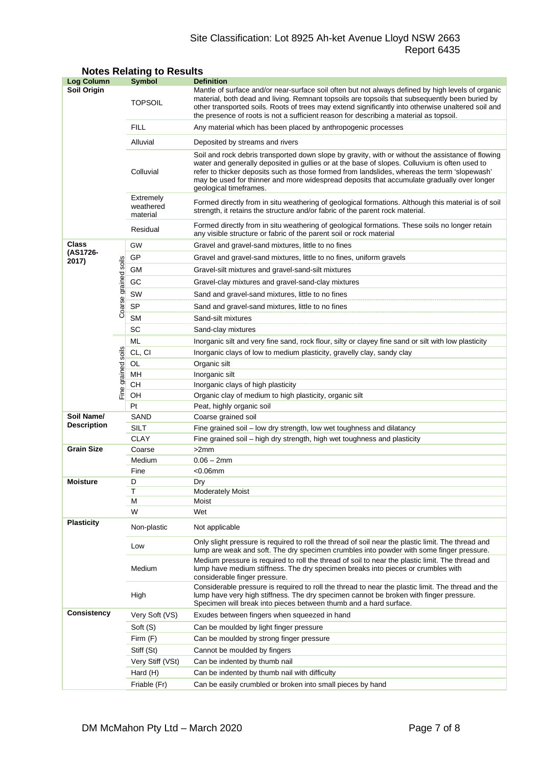## Notes Relating to Results

| Log Column | | Symbol | Definition |
|---|---|---|---|
| **Soil Origin** | | TOPSOIL | Mantle of surface and/or near-surface soil often but not always defined by high levels of organic material, both dead and living. Remnant topsoils are topsoils that subsequently been buried by other transported soils. Roots of trees may extend significantly into otherwise unaltered soil and the presence of roots is not a sufficient reason for describing a material as topsoil. |
| | | FILL | Any material which has been placed by anthropogenic processes |
| | | Alluvial | Deposited by streams and rivers |
| | | Colluvial | Soil and rock debris transported down slope by gravity, with or without the assistance of flowing water and generally deposited in gullies or at the base of slopes. Colluvium is often used to refer to thicker deposits such as those formed from landslides, whereas the term 'slopewash' may be used for thinner and more widespread deposits that accumulate gradually over longer geological timeframes. |
| | | Extremely weathered material | Formed directly from in situ weathering of geological formations. Although this material is of soil strength, it retains the structure and/or fabric of the parent rock material. |
| | | Residual | Formed directly from in situ weathering of geological formations. These soils no longer retain any visible structure or fabric of the parent soil or rock material |
| **Class (AS1726-2017)** | Coarse grained soils | GW | Gravel and gravel-sand mixtures, little to no fines |
| | | GP | Gravel and gravel-sand mixtures, little to no fines, uniform gravels |
| | | GM | Gravel-silt mixtures and gravel-sand-silt mixtures |
| | | GC | Gravel-clay mixtures and gravel-sand-clay mixtures |
| | | SW | Sand and gravel-sand mixtures, little to no fines |
| | | SP | Sand and gravel-sand mixtures, little to no fines |
| | | SM | Sand-silt mixtures |
| | | SC | Sand-clay mixtures |
| | Fine grained soils | ML | Inorganic silt and very fine sand, rock flour, silty or clayey fine sand or silt with low plasticity |
| | | CL, CI | Inorganic clays of low to medium plasticity, gravelly clay, sandy clay |
| | | OL | Organic silt |
| | | MH | Inorganic silt |
| | | CH | Inorganic clays of high plasticity |
| | | OH | Organic clay of medium to high plasticity, organic silt |
| | | Pt | Peat, highly organic soil |
| **Soil Name/ Description** | | SAND | Coarse grained soil |
| | | SILT | Fine grained soil – low dry strength, low wet toughness and dilatancy |
| | | CLAY | Fine grained soil – high dry strength, high wet toughness and plasticity |
| **Grain Size** | | Coarse | >2mm |
| | | Medium | 0.06 – 2mm |
| | | Fine | <0.06mm |
| **Moisture** | | D | Dry |
| | | T | Moderately Moist |
| | | M | Moist |
| | | W | Wet |
| **Plasticity** | | Non-plastic | Not applicable |
| | | Low | Only slight pressure is required to roll the thread of soil near the plastic limit. The thread and lump are weak and soft. The dry specimen crumbles into powder with some finger pressure. |
| | | Medium | Medium pressure is required to roll the thread of soil to near the plastic limit. The thread and lump have medium stiffness. The dry specimen breaks into pieces or crumbles with considerable finger pressure. |
| | | High | Considerable pressure is required to roll the thread to near the plastic limit. The thread and the lump have very high stiffness. The dry specimen cannot be broken with finger pressure. Specimen will break into pieces between thumb and a hard surface. |
| **Consistency** | | Very Soft (VS) | Exudes between fingers when squeezed in hand |
| | | Soft (S) | Can be moulded by light finger pressure |
| | | Firm (F) | Can be moulded by strong finger pressure |
| | | Stiff (St) | Cannot be moulded by fingers |
| | | Very Stiff (VSt) | Can be indented by thumb nail |
| | | Hard (H) | Can be indented by thumb nail with difficulty |
| | | Friable (Fr) | Can be easily crumbled or broken into small pieces by hand |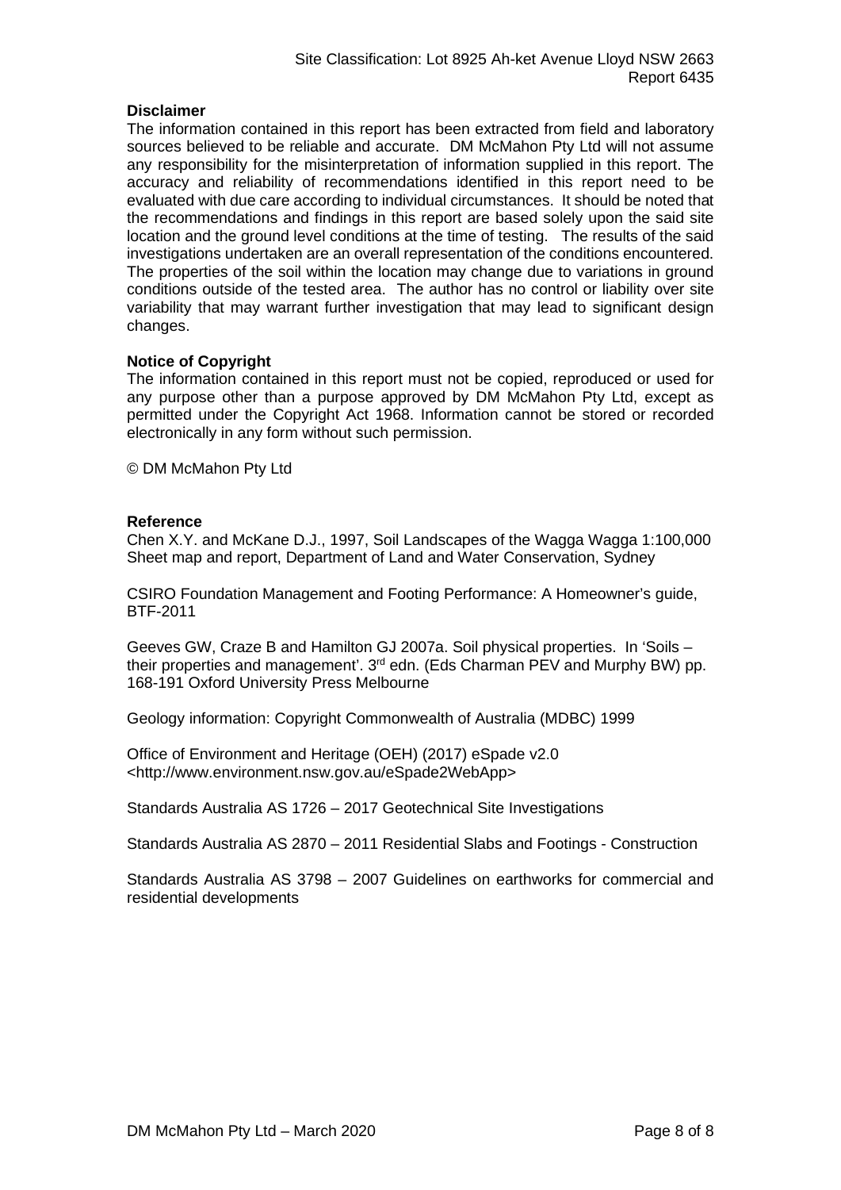**Disclaimer**

The information contained in this report has been extracted from field and laboratory sources believed to be reliable and accurate. DM McMahon Pty Ltd will not assume any responsibility for the misinterpretation of information supplied in this report. The accuracy and reliability of recommendations identified in this report need to be evaluated with due care according to individual circumstances. It should be noted that the recommendations and findings in this report are based solely upon the said site location and the ground level conditions at the time of testing. The results of the said investigations undertaken are an overall representation of the conditions encountered. The properties of the soil within the location may change due to variations in ground conditions outside of the tested area. The author has no control or liability over site variability that may warrant further investigation that may lead to significant design changes.

**Notice of Copyright**

The information contained in this report must not be copied, reproduced or used for any purpose other than a purpose approved by DM McMahon Pty Ltd, except as permitted under the Copyright Act 1968. Information cannot be stored or recorded electronically in any form without such permission.

© DM McMahon Pty Ltd

**Reference**

Chen X.Y. and McKane D.J., 1997, Soil Landscapes of the Wagga Wagga 1:100,000 Sheet map and report, Department of Land and Water Conservation, Sydney

CSIRO Foundation Management and Footing Performance: A Homeowner's guide, BTF-2011

Geeves GW, Craze B and Hamilton GJ 2007a. Soil physical properties. In 'Soils – their properties and management'. 3rd edn. (Eds Charman PEV and Murphy BW) pp. 168-191 Oxford University Press Melbourne

Geology information: Copyright Commonwealth of Australia (MDBC) 1999

Office of Environment and Heritage (OEH) (2017) eSpade v2.0 <http://www.environment.nsw.gov.au/eSpade2WebApp>

Standards Australia AS 1726 – 2017 Geotechnical Site Investigations

Standards Australia AS 2870 – 2011 Residential Slabs and Footings - Construction

Standards Australia AS 3798 – 2007 Guidelines on earthworks for commercial and residential developments